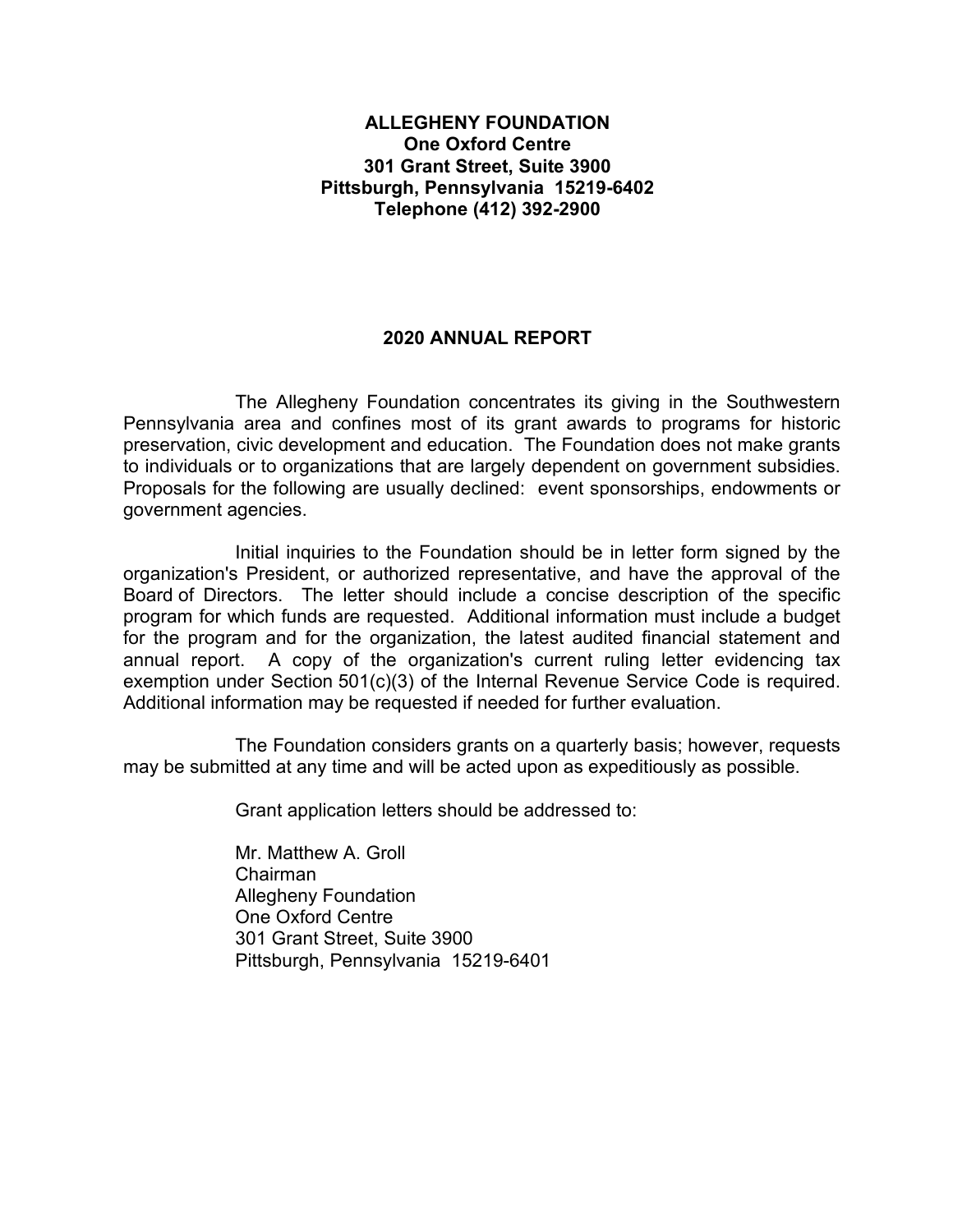**ALLEGHENY FOUNDATION**
**One Oxford Centre**
**301 Grant Street, Suite 3900**
**Pittsburgh, Pennsylvania 15219-6402**
**Telephone (412) 392-2900**

## 2020 ANNUAL REPORT

The Allegheny Foundation concentrates its giving in the Southwestern Pennsylvania area and confines most of its grant awards to programs for historic preservation, civic development and education. The Foundation does not make grants to individuals or to organizations that are largely dependent on government subsidies. Proposals for the following are usually declined: event sponsorships, endowments or government agencies.

Initial inquiries to the Foundation should be in letter form signed by the organization's President, or authorized representative, and have the approval of the Board of Directors. The letter should include a concise description of the specific program for which funds are requested. Additional information must include a budget for the program and for the organization, the latest audited financial statement and annual report. A copy of the organization's current ruling letter evidencing tax exemption under Section 501(c)(3) of the Internal Revenue Service Code is required. Additional information may be requested if needed for further evaluation.

The Foundation considers grants on a quarterly basis; however, requests may be submitted at any time and will be acted upon as expeditiously as possible.

Grant application letters should be addressed to:

Mr. Matthew A. Groll
Chairman
Allegheny Foundation
One Oxford Centre
301 Grant Street, Suite 3900
Pittsburgh, Pennsylvania 15219-6401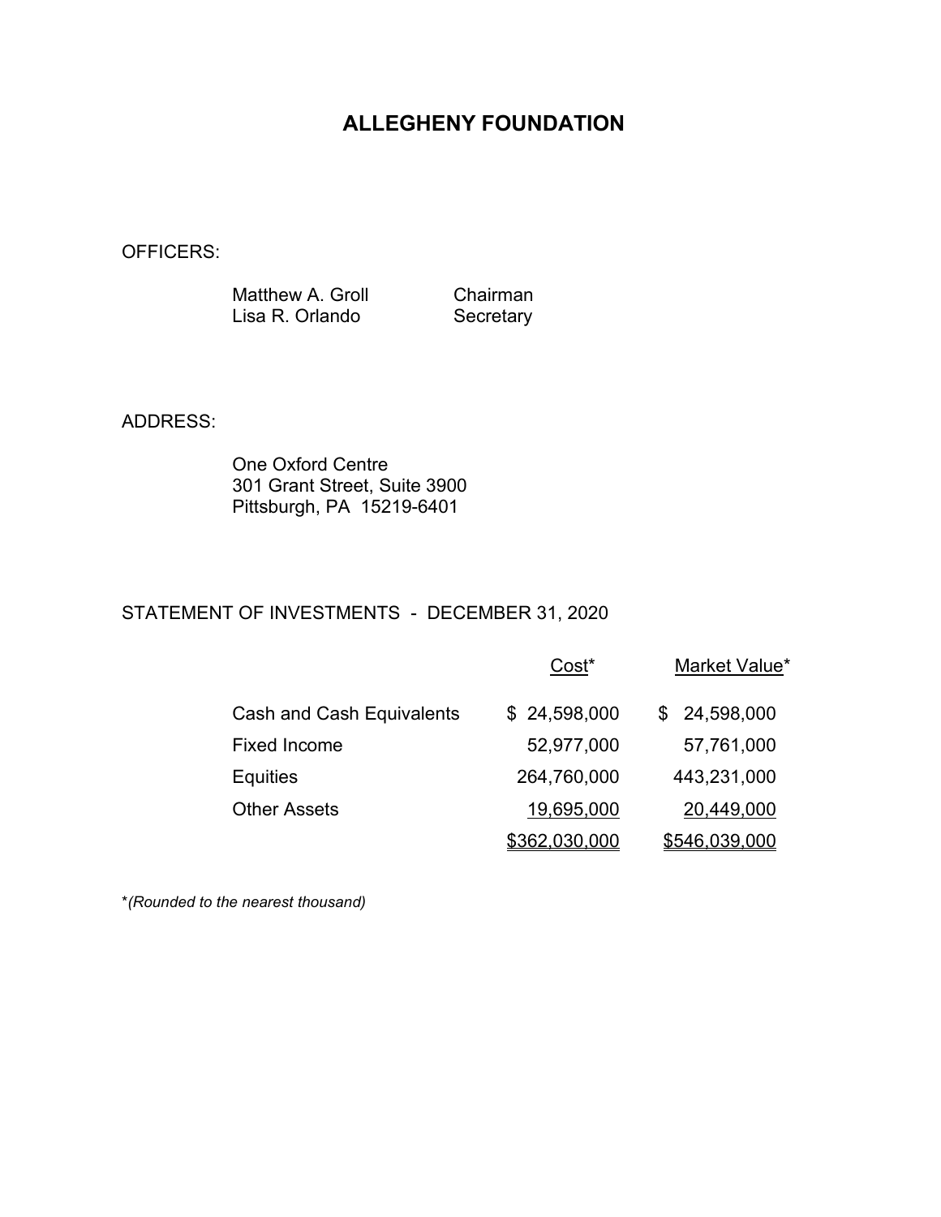# ALLEGHENY FOUNDATION

OFFICERS:

| | |
|---|---|
| Matthew A. Groll | Chairman |
| Lisa R. Orlando | Secretary |

ADDRESS:

One Oxford Centre
301 Grant Street, Suite 3900
Pittsburgh, PA 15219-6401

STATEMENT OF INVESTMENTS - DECEMBER 31, 2020

| | Cost* | Market Value* |
|---|---|---|
| Cash and Cash Equivalents | $ 24,598,000 | $ 24,598,000 |
| Fixed Income | 52,977,000 | 57,761,000 |
| Equities | 264,760,000 | 443,231,000 |
| Other Assets | 19,695,000 | 20,449,000 |
| | $362,030,000 | $546,039,000 |

**(Rounded to the nearest thousand)*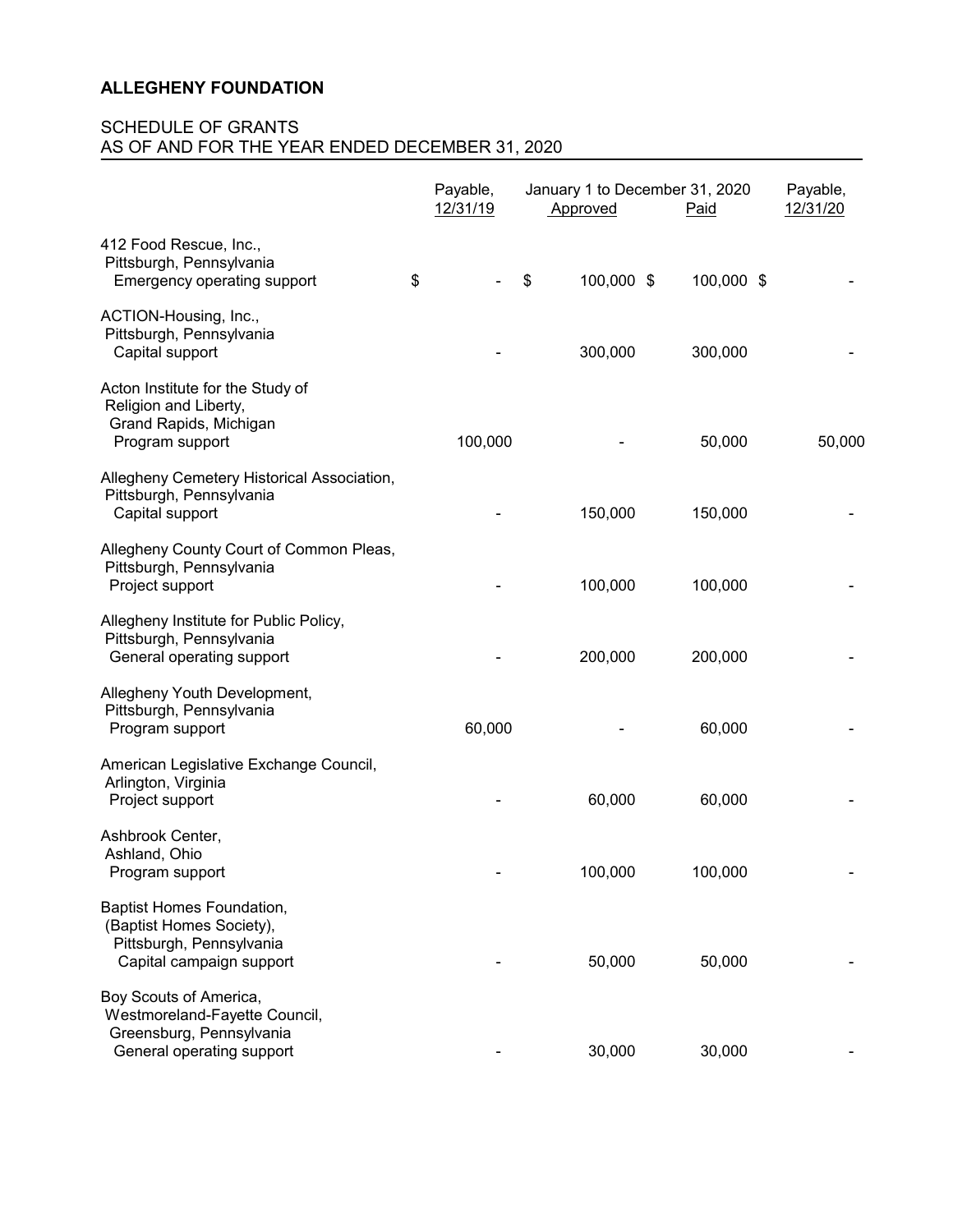**ALLEGHENY FOUNDATION**

SCHEDULE OF GRANTS
AS OF AND FOR THE YEAR ENDED DECEMBER 31, 2020

| | Payable, 12/31/19 | January 1 to December 31, 2020 Approved | Paid | Payable, 12/31/20 |
|---|---|---|---|---|
| 412 Food Rescue, Inc., Pittsburgh, Pennsylvania Emergency operating support | $ - | $ 100,000 | $ 100,000 | $ - |
| ACTION-Housing, Inc., Pittsburgh, Pennsylvania Capital support | - | 300,000 | 300,000 | - |
| Acton Institute for the Study of Religion and Liberty, Grand Rapids, Michigan Program support | 100,000 | - | 50,000 | 50,000 |
| Allegheny Cemetery Historical Association, Pittsburgh, Pennsylvania Capital support | - | 150,000 | 150,000 | - |
| Allegheny County Court of Common Pleas, Pittsburgh, Pennsylvania Project support | - | 100,000 | 100,000 | - |
| Allegheny Institute for Public Policy, Pittsburgh, Pennsylvania General operating support | - | 200,000 | 200,000 | - |
| Allegheny Youth Development, Pittsburgh, Pennsylvania Program support | 60,000 | - | 60,000 | - |
| American Legislative Exchange Council, Arlington, Virginia Project support | - | 60,000 | 60,000 | - |
| Ashbrook Center, Ashland, Ohio Program support | - | 100,000 | 100,000 | - |
| Baptist Homes Foundation, (Baptist Homes Society), Pittsburgh, Pennsylvania Capital campaign support | - | 50,000 | 50,000 | - |
| Boy Scouts of America, Westmoreland-Fayette Council, Greensburg, Pennsylvania General operating support | - | 30,000 | 30,000 | - |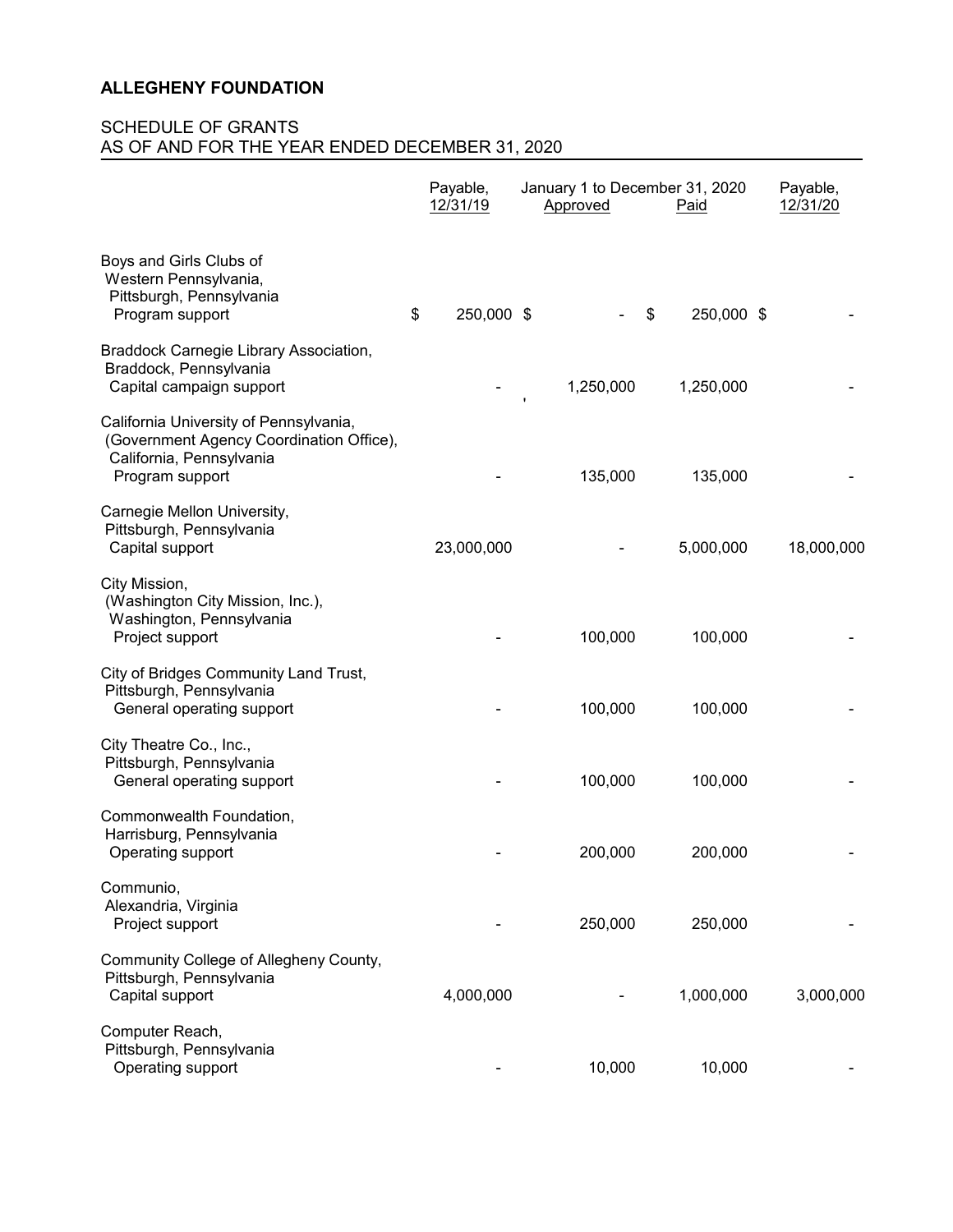**ALLEGHENY FOUNDATION**

SCHEDULE OF GRANTS
AS OF AND FOR THE YEAR ENDED DECEMBER 31, 2020

| | Payable, 12/31/19 | January 1 to December 31, 2020 Approved | Paid | Payable, 12/31/20 |
|---|---|---|---|---|
| Boys and Girls Clubs of Western Pennsylvania, Pittsburgh, Pennsylvania<br>Program support | $ 250,000 | $ - | $ 250,000 | $ - |
| Braddock Carnegie Library Association, Braddock, Pennsylvania<br>Capital campaign support | - | 1,250,000 | 1,250,000 | - |
| California University of Pennsylvania, (Government Agency Coordination Office), California, Pennsylvania<br>Program support | - | 135,000 | 135,000 | - |
| Carnegie Mellon University, Pittsburgh, Pennsylvania<br>Capital support | 23,000,000 | - | 5,000,000 | 18,000,000 |
| City Mission, (Washington City Mission, Inc.), Washington, Pennsylvania<br>Project support | - | 100,000 | 100,000 | - |
| City of Bridges Community Land Trust, Pittsburgh, Pennsylvania<br>General operating support | - | 100,000 | 100,000 | - |
| City Theatre Co., Inc., Pittsburgh, Pennsylvania<br>General operating support | - | 100,000 | 100,000 | - |
| Commonwealth Foundation, Harrisburg, Pennsylvania<br>Operating support | - | 200,000 | 200,000 | - |
| Communio, Alexandria, Virginia<br>Project support | - | 250,000 | 250,000 | - |
| Community College of Allegheny County, Pittsburgh, Pennsylvania<br>Capital support | 4,000,000 | - | 1,000,000 | 3,000,000 |
| Computer Reach, Pittsburgh, Pennsylvania<br>Operating support | - | 10,000 | 10,000 | - |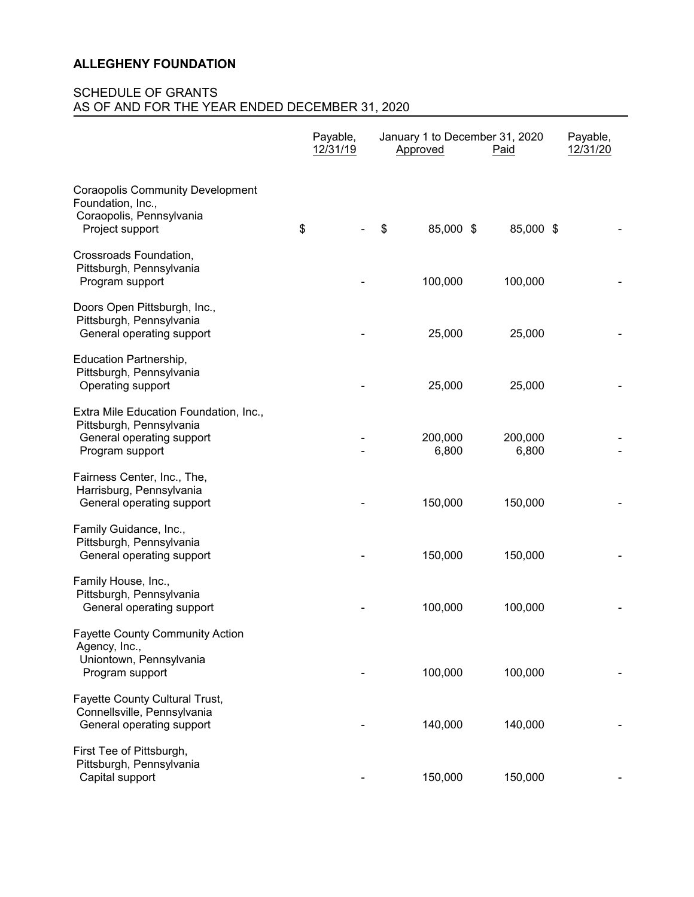**ALLEGHENY FOUNDATION**

SCHEDULE OF GRANTS
AS OF AND FOR THE YEAR ENDED DECEMBER 31, 2020

| | Payable, 12/31/19 | January 1 to December 31, 2020 Approved | Paid | Payable, 12/31/20 |
|---|---|---|---|---|
| Coraopolis Community Development Foundation, Inc., Coraopolis, Pennsylvania | | | | |
| Project support | $ - | $ 85,000 | $ 85,000 | $ - |
| Crossroads Foundation, Pittsburgh, Pennsylvania | | | | |
| Program support | - | 100,000 | 100,000 | - |
| Doors Open Pittsburgh, Inc., Pittsburgh, Pennsylvania | | | | |
| General operating support | - | 25,000 | 25,000 | - |
| Education Partnership, Pittsburgh, Pennsylvania | | | | |
| Operating support | - | 25,000 | 25,000 | - |
| Extra Mile Education Foundation, Inc., Pittsburgh, Pennsylvania | | | | |
| General operating support | - | 200,000 | 200,000 | - |
| Program support | - | 6,800 | 6,800 | - |
| Fairness Center, Inc., The, Harrisburg, Pennsylvania | | | | |
| General operating support | - | 150,000 | 150,000 | - |
| Family Guidance, Inc., Pittsburgh, Pennsylvania | | | | |
| General operating support | - | 150,000 | 150,000 | - |
| Family House, Inc., Pittsburgh, Pennsylvania | | | | |
| General operating support | - | 100,000 | 100,000 | - |
| Fayette County Community Action Agency, Inc., Uniontown, Pennsylvania | | | | |
| Program support | - | 100,000 | 100,000 | - |
| Fayette County Cultural Trust, Connellsville, Pennsylvania | | | | |
| General operating support | - | 140,000 | 140,000 | - |
| First Tee of Pittsburgh, Pittsburgh, Pennsylvania | | | | |
| Capital support | - | 150,000 | 150,000 | - |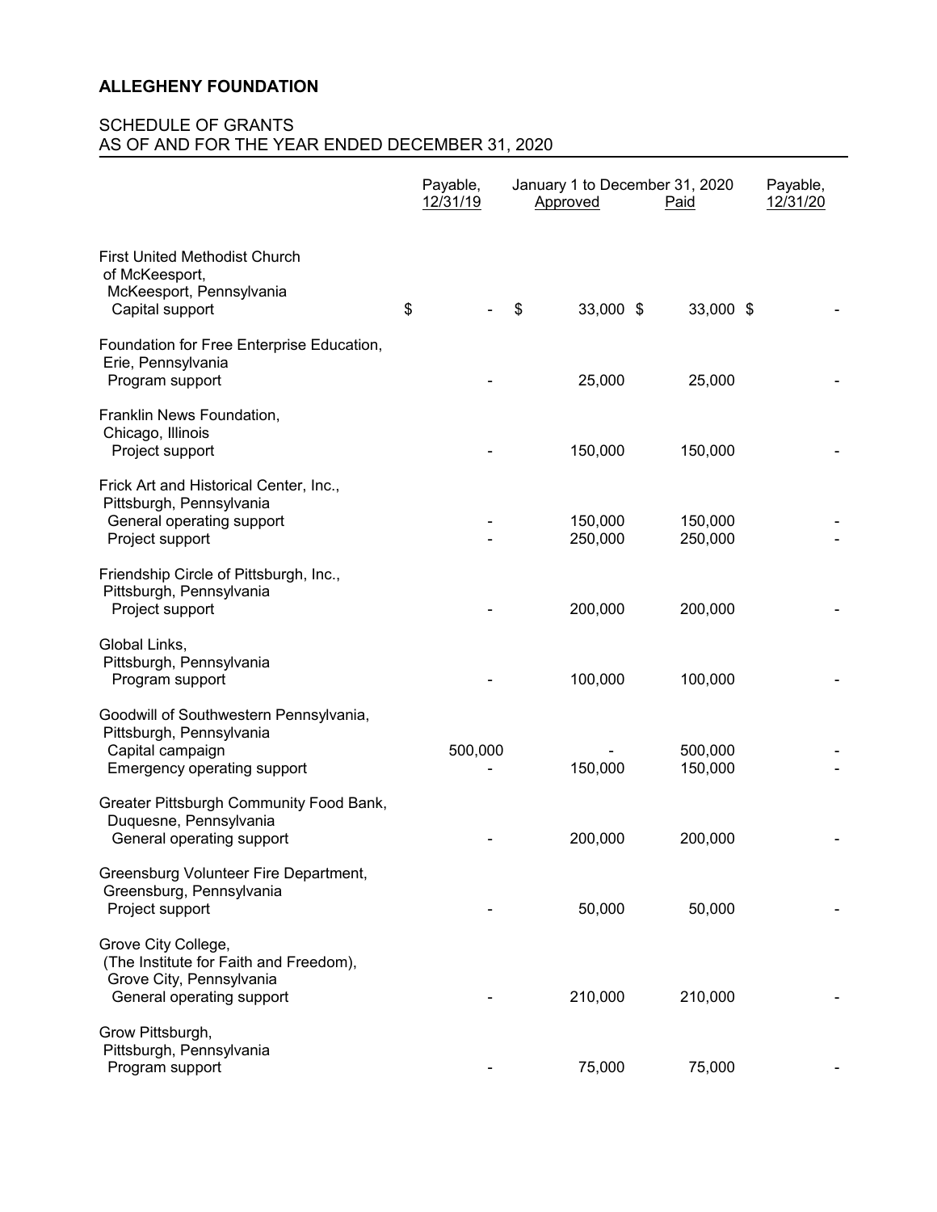**ALLEGHENY FOUNDATION**

SCHEDULE OF GRANTS
AS OF AND FOR THE YEAR ENDED DECEMBER 31, 2020

| | Payable, 12/31/19 | January 1 to December 31, 2020 Approved | Paid | Payable, 12/31/20 |
|---|---|---|---|---|
| First United Methodist Church of McKeesport, McKeesport, Pennsylvania | | | | |
| Capital support | $ - | $ 33,000 | $ 33,000 | $ - |
| Foundation for Free Enterprise Education, Erie, Pennsylvania | | | | |
| Program support | - | 25,000 | 25,000 | - |
| Franklin News Foundation, Chicago, Illinois | | | | |
| Project support | - | 150,000 | 150,000 | - |
| Frick Art and Historical Center, Inc., Pittsburgh, Pennsylvania | | | | |
| General operating support | - | 150,000 | 150,000 | - |
| Project support | - | 250,000 | 250,000 | - |
| Friendship Circle of Pittsburgh, Inc., Pittsburgh, Pennsylvania | | | | |
| Project support | - | 200,000 | 200,000 | - |
| Global Links, Pittsburgh, Pennsylvania | | | | |
| Program support | - | 100,000 | 100,000 | - |
| Goodwill of Southwestern Pennsylvania, Pittsburgh, Pennsylvania | | | | |
| Capital campaign | 500,000 | - | 500,000 | - |
| Emergency operating support | - | 150,000 | 150,000 | - |
| Greater Pittsburgh Community Food Bank, Duquesne, Pennsylvania | | | | |
| General operating support | - | 200,000 | 200,000 | - |
| Greensburg Volunteer Fire Department, Greensburg, Pennsylvania | | | | |
| Project support | - | 50,000 | 50,000 | - |
| Grove City College, (The Institute for Faith and Freedom), Grove City, Pennsylvania | | | | |
| General operating support | - | 210,000 | 210,000 | - |
| Grow Pittsburgh, Pittsburgh, Pennsylvania | | | | |
| Program support | - | 75,000 | 75,000 | - |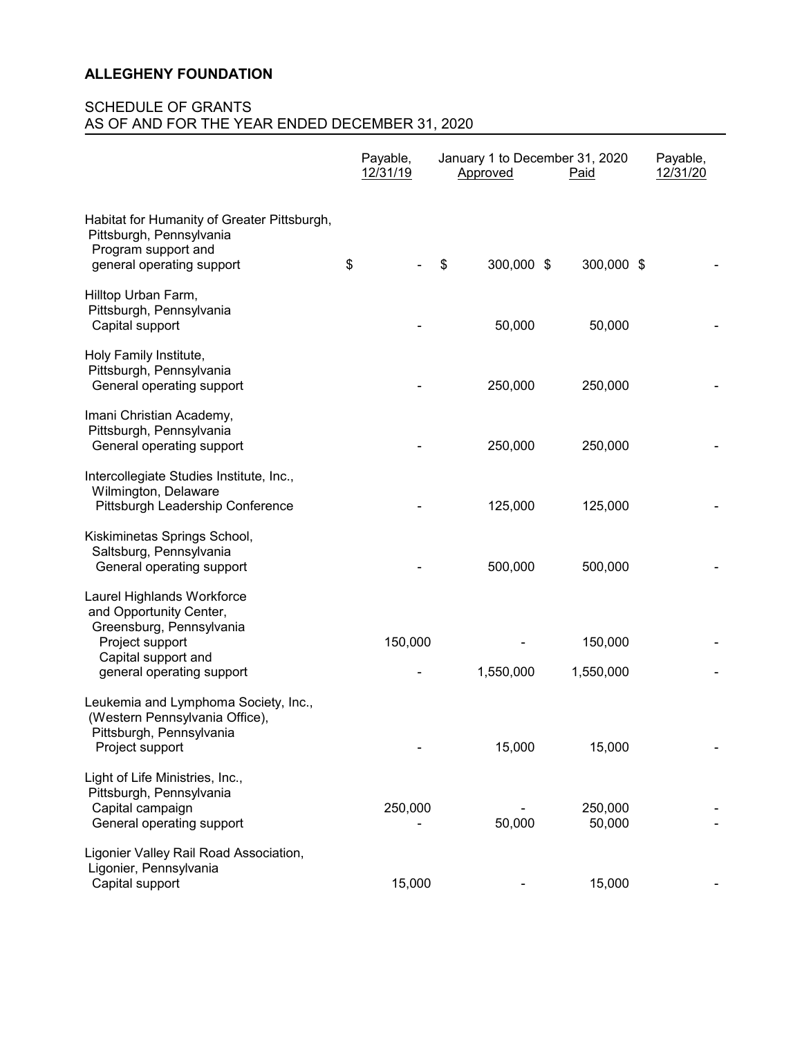# ALLEGHENY FOUNDATION

## SCHEDULE OF GRANTS
## AS OF AND FOR THE YEAR ENDED DECEMBER 31, 2020

| | Payable, 12/31/19 | January 1 to December 31, 2020 Approved | Paid | Payable, 12/31/20 |
|---|---|---|---|---|
| Habitat for Humanity of Greater Pittsburgh, Pittsburgh, Pennsylvania Program support and general operating support | $ - | $ 300,000 | $ 300,000 | $ - |
| Hilltop Urban Farm, Pittsburgh, Pennsylvania Capital support | - | 50,000 | 50,000 | - |
| Holy Family Institute, Pittsburgh, Pennsylvania General operating support | - | 250,000 | 250,000 | - |
| Imani Christian Academy, Pittsburgh, Pennsylvania General operating support | - | 250,000 | 250,000 | - |
| Intercollegiate Studies Institute, Inc., Wilmington, Delaware Pittsburgh Leadership Conference | - | 125,000 | 125,000 | - |
| Kiskiminetas Springs School, Saltsburg, Pennsylvania General operating support | - | 500,000 | 500,000 | - |
| Laurel Highlands Workforce and Opportunity Center, Greensburg, Pennsylvania Project support | 150,000 | - | 150,000 | - |
| Capital support and general operating support | - | 1,550,000 | 1,550,000 | - |
| Leukemia and Lymphoma Society, Inc., (Western Pennsylvania Office), Pittsburgh, Pennsylvania Project support | - | 15,000 | 15,000 | - |
| Light of Life Ministries, Inc., Pittsburgh, Pennsylvania Capital campaign | 250,000 | - | 250,000 | - |
| General operating support | - | 50,000 | 50,000 | - |
| Ligonier Valley Rail Road Association, Ligonier, Pennsylvania Capital support | 15,000 | - | 15,000 | - |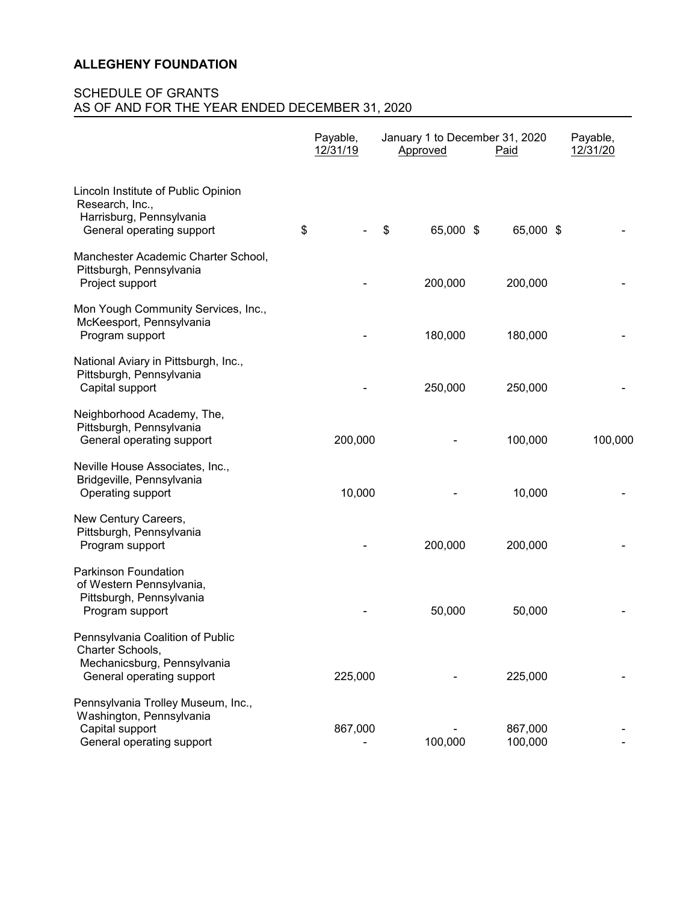**ALLEGHENY FOUNDATION**

SCHEDULE OF GRANTS
AS OF AND FOR THE YEAR ENDED DECEMBER 31, 2020

| | Payable, 12/31/19 | January 1 to December 31, 2020 Approved | Paid | Payable, 12/31/20 |
|---|---|---|---|---|
| Lincoln Institute of Public Opinion Research, Inc., Harrisburg, Pennsylvania | | | | |
| General operating support | $ - | $ 65,000 | $ 65,000 | $ - |
| Manchester Academic Charter School, Pittsburgh, Pennsylvania | | | | |
| Project support | - | 200,000 | 200,000 | - |
| Mon Yough Community Services, Inc., McKeesport, Pennsylvania | | | | |
| Program support | - | 180,000 | 180,000 | - |
| National Aviary in Pittsburgh, Inc., Pittsburgh, Pennsylvania | | | | |
| Capital support | - | 250,000 | 250,000 | - |
| Neighborhood Academy, The, Pittsburgh, Pennsylvania | | | | |
| General operating support | 200,000 | - | 100,000 | 100,000 |
| Neville House Associates, Inc., Bridgeville, Pennsylvania | | | | |
| Operating support | 10,000 | - | 10,000 | - |
| New Century Careers, Pittsburgh, Pennsylvania | | | | |
| Program support | - | 200,000 | 200,000 | - |
| Parkinson Foundation of Western Pennsylvania, Pittsburgh, Pennsylvania | | | | |
| Program support | - | 50,000 | 50,000 | - |
| Pennsylvania Coalition of Public Charter Schools, Mechanicsburg, Pennsylvania | | | | |
| General operating support | 225,000 | - | 225,000 | - |
| Pennsylvania Trolley Museum, Inc., Washington, Pennsylvania | | | | |
| Capital support | 867,000 | - | 867,000 | - |
| General operating support | - | 100,000 | 100,000 | - |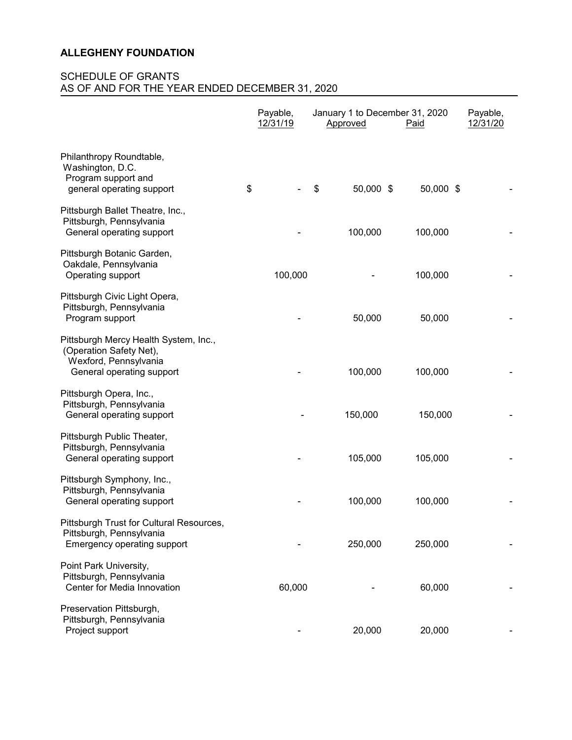**ALLEGHENY FOUNDATION**

SCHEDULE OF GRANTS
AS OF AND FOR THE YEAR ENDED DECEMBER 31, 2020

| | Payable, 12/31/19 | January 1 to December 31, 2020 Approved | Paid | Payable, 12/31/20 |
|---|---|---|---|---|
| Philanthropy Roundtable, Washington, D.C. Program support and general operating support | $ - | $ 50,000 | $ 50,000 | $ - |
| Pittsburgh Ballet Theatre, Inc., Pittsburgh, Pennsylvania General operating support | - | 100,000 | 100,000 | - |
| Pittsburgh Botanic Garden, Oakdale, Pennsylvania Operating support | 100,000 | - | 100,000 | - |
| Pittsburgh Civic Light Opera, Pittsburgh, Pennsylvania Program support | - | 50,000 | 50,000 | - |
| Pittsburgh Mercy Health System, Inc., (Operation Safety Net), Wexford, Pennsylvania General operating support | - | 100,000 | 100,000 | - |
| Pittsburgh Opera, Inc., Pittsburgh, Pennsylvania General operating support | - | 150,000 | 150,000 | - |
| Pittsburgh Public Theater, Pittsburgh, Pennsylvania General operating support | - | 105,000 | 105,000 | - |
| Pittsburgh Symphony, Inc., Pittsburgh, Pennsylvania General operating support | - | 100,000 | 100,000 | - |
| Pittsburgh Trust for Cultural Resources, Pittsburgh, Pennsylvania Emergency operating support | - | 250,000 | 250,000 | - |
| Point Park University, Pittsburgh, Pennsylvania Center for Media Innovation | 60,000 | - | 60,000 | - |
| Preservation Pittsburgh, Pittsburgh, Pennsylvania Project support | - | 20,000 | 20,000 | - |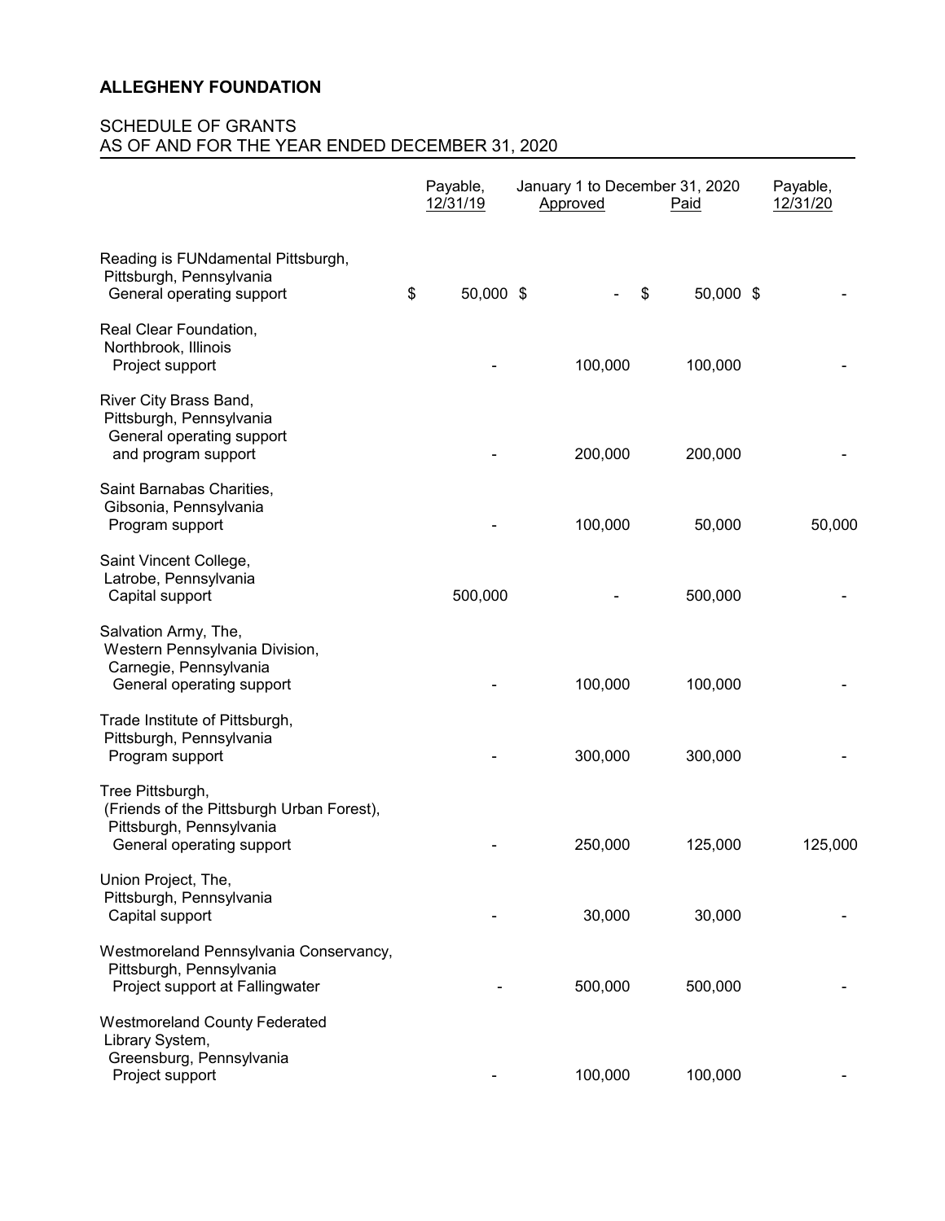**ALLEGHENY FOUNDATION**

SCHEDULE OF GRANTS
AS OF AND FOR THE YEAR ENDED DECEMBER 31, 2020

| | Payable, 12/31/19 | January 1 to December 31, 2020 Approved | Paid | Payable, 12/31/20 |
|---|---|---|---|---|
| Reading is FUNdamental Pittsburgh, Pittsburgh, Pennsylvania General operating support | $ 50,000 | $ - | $ 50,000 | $ - |
| Real Clear Foundation, Northbrook, Illinois Project support | - | 100,000 | 100,000 | - |
| River City Brass Band, Pittsburgh, Pennsylvania General operating support and program support | - | 200,000 | 200,000 | - |
| Saint Barnabas Charities, Gibsonia, Pennsylvania Program support | - | 100,000 | 50,000 | 50,000 |
| Saint Vincent College, Latrobe, Pennsylvania Capital support | 500,000 | - | 500,000 | - |
| Salvation Army, The, Western Pennsylvania Division, Carnegie, Pennsylvania General operating support | - | 100,000 | 100,000 | - |
| Trade Institute of Pittsburgh, Pittsburgh, Pennsylvania Program support | - | 300,000 | 300,000 | - |
| Tree Pittsburgh, (Friends of the Pittsburgh Urban Forest), Pittsburgh, Pennsylvania General operating support | - | 250,000 | 125,000 | 125,000 |
| Union Project, The, Pittsburgh, Pennsylvania Capital support | - | 30,000 | 30,000 | - |
| Westmoreland Pennsylvania Conservancy, Pittsburgh, Pennsylvania Project support at Fallingwater | - | 500,000 | 500,000 | - |
| Westmoreland County Federated Library System, Greensburg, Pennsylvania Project support | - | 100,000 | 100,000 | - |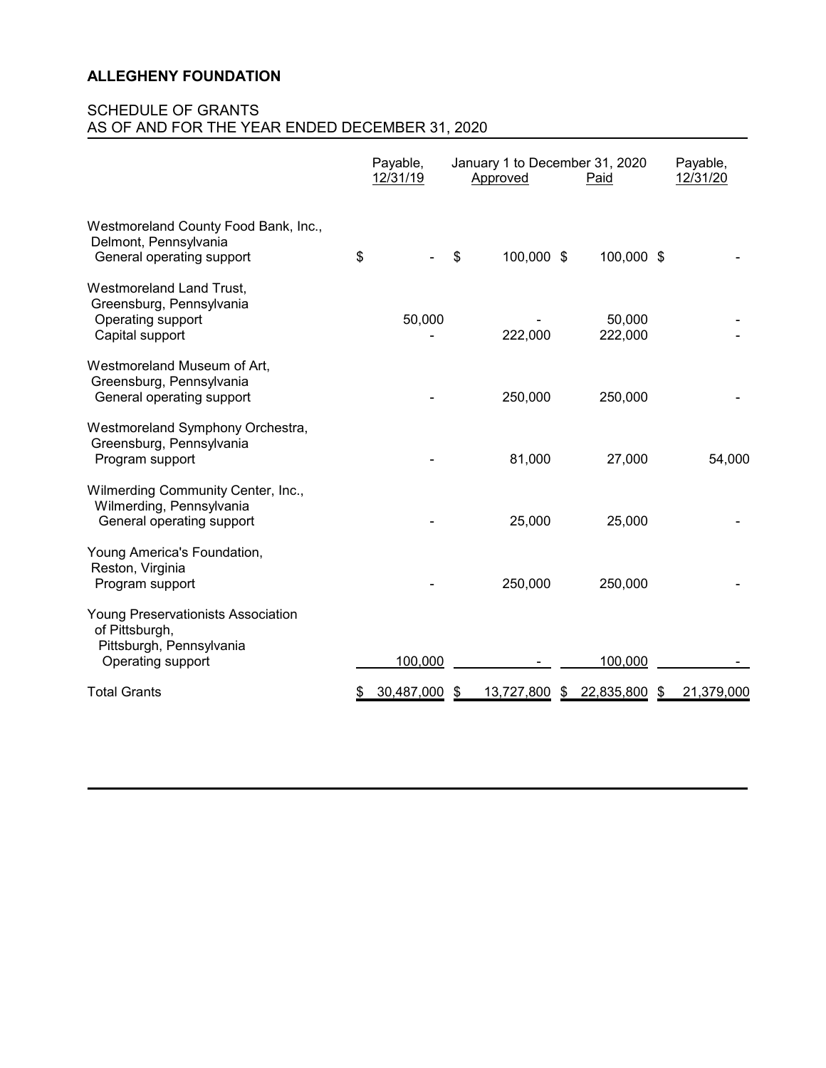**ALLEGHENY FOUNDATION**

SCHEDULE OF GRANTS
AS OF AND FOR THE YEAR ENDED DECEMBER 31, 2020

| | Payable, 12/31/19 | January 1 to December 31, 2020 Approved | Paid | Payable, 12/31/20 |
|---|---|---|---|---|
| Westmoreland County Food Bank, Inc., Delmont, Pennsylvania | | | | |
| General operating support | $ - | $ 100,000 | $ 100,000 | $ - |
| Westmoreland Land Trust, Greensburg, Pennsylvania | | | | |
| Operating support | 50,000 | - | 50,000 | - |
| Capital support | - | 222,000 | 222,000 | - |
| Westmoreland Museum of Art, Greensburg, Pennsylvania | | | | |
| General operating support | - | 250,000 | 250,000 | - |
| Westmoreland Symphony Orchestra, Greensburg, Pennsylvania | | | | |
| Program support | - | 81,000 | 27,000 | 54,000 |
| Wilmerding Community Center, Inc., Wilmerding, Pennsylvania | | | | |
| General operating support | - | 25,000 | 25,000 | - |
| Young America's Foundation, Reston, Virginia | | | | |
| Program support | - | 250,000 | 250,000 | - |
| Young Preservationists Association of Pittsburgh, Pittsburgh, Pennsylvania | | | | |
| Operating support | 100,000 | - | 100,000 | - |
| Total Grants | $ 30,487,000 | $ 13,727,800 | $ 22,835,800 | $ 21,379,000 |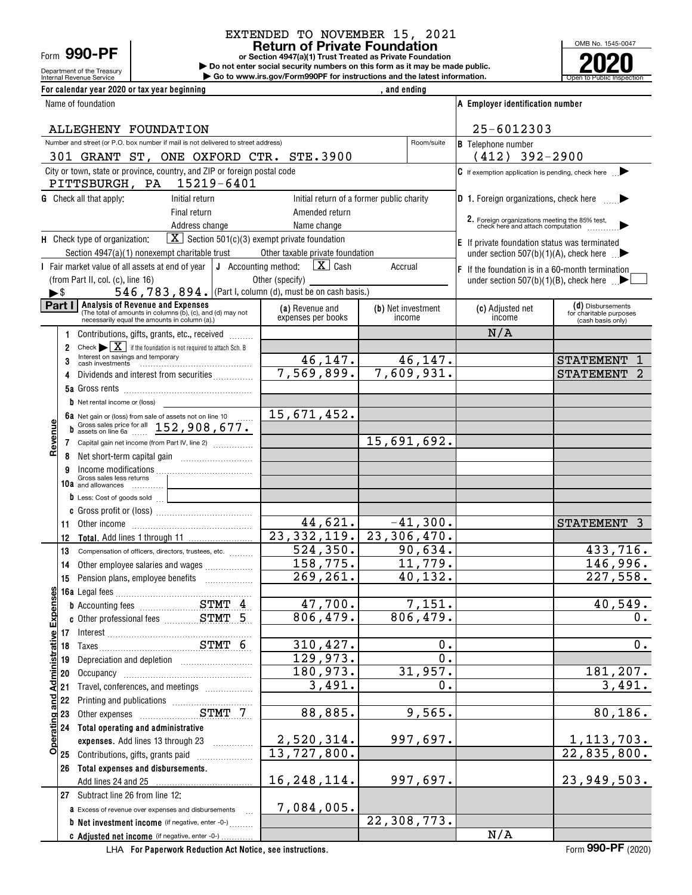EXTENDED TO NOVEMBER 15, 2021

Form **990-PF**

Department of the Treasury
Internal Revenue Service

# Return of Private Foundation

**or Section 4947(a)(1) Trust Treated as Private Foundation**

▶ Do not enter social security numbers on this form as it may be made public.

▶ Go to www.irs.gov/Form990PF for instructions and the latest information.

OMB No. 1545-0047

**2020**

Open to Public Inspection

For calendar year 2020 or tax year beginning , and ending

Name of foundation: ALLEGHENY FOUNDATION

A Employer identification number: 25-6012303

Number and street (or P.O. box number if mail is not delivered to street address): 301 GRANT ST, ONE OXFORD CTR. STE.3900 | Room/suite

B Telephone number: (412) 392-2900

City or town, state or province, country, and ZIP or foreign postal code: PITTSBURGH, PA 15219-6401

C If exemption application is pending, check here ▶

G Check all that apply: Initial return | Initial return of a former public charity | Final return | Amended return | Address change | Name change

D 1. Foreign organizations, check here ▶

2. Foreign organizations meeting the 85% test, check here and attach computation ▶

H Check type of organization: [X] Section 501(c)(3) exempt private foundation | Section 4947(a)(1) nonexempt charitable trust | Other taxable private foundation

E If private foundation status was terminated under section 507(b)(1)(A), check here ▶

I Fair market value of all assets at end of year (from Part II, col. (c), line 16) ▶$ 546,783,894.

J Accounting method: [X] Cash | Accrual | Other (specify) (Part I, column (d), must be on cash basis.)

F If the foundation is in a 60-month termination under section 507(b)(1)(B), check here ▶

| Part I | Analysis of Revenue and Expenses (The total of amounts in columns (b), (c), and (d) may not necessarily equal the amounts in column (a).) | (a) Revenue and expenses per books | (b) Net investment income | (c) Adjusted net income | (d) Disbursements for charitable purposes (cash basis only) |
|---|---|---|---|---|---|
| Revenue | 1 Contributions, gifts, grants, etc., received | | | N/A | |
| | 2 Check ▶ [X] if the foundation is not required to attach Sch. B | | | | |
| | 3 Interest on savings and temporary cash investments | 46,147. | 46,147. | | STATEMENT 1 |
| | 4 Dividends and interest from securities | 7,569,899. | 7,609,931. | | STATEMENT 2 |
| | 5a Gross rents | | | | |
| | b Net rental income or (loss) | | | | |
| | 6a Net gain or (loss) from sale of assets not on line 10 | 15,671,452. | | | |
| | b Gross sales price for all assets on line 6a 152,908,677. | | | | |
| | 7 Capital gain net income (from Part IV, line 2) | | 15,691,692. | | |
| | 8 Net short-term capital gain | | | | |
| | 9 Income modifications | | | | |
| | 10a Gross sales less returns and allowances | | | | |
| | b Less: Cost of goods sold | | | | |
| | c Gross profit or (loss) | | | | |
| | 11 Other income | 44,621. | -41,300. | | STATEMENT 3 |
| | 12 **Total.** Add lines 1 through 11 | 23,332,119. | 23,306,470. | | |
| Operating and Administrative Expenses | 13 Compensation of officers, directors, trustees, etc. | 524,350. | 90,634. | | 433,716. |
| | 14 Other employee salaries and wages | 158,775. | 11,779. | | 146,996. |
| | 15 Pension plans, employee benefits | 269,261. | 40,132. | | 227,558. |
| | 16a Legal fees | | | | |
| | b Accounting fees STMT 4 | 47,700. | 7,151. | | 40,549. |
| | c Other professional fees STMT 5 | 806,479. | 806,479. | | 0. |
| | 17 Interest | | | | |
| | 18 Taxes STMT 6 | 310,427. | 0. | | 0. |
| | 19 Depreciation and depletion | 129,973. | 0. | | |
| | 20 Occupancy | 180,973. | 31,957. | | 181,207. |
| | 21 Travel, conferences, and meetings | 3,491. | 0. | | 3,491. |
| | 22 Printing and publications | | | | |
| | 23 Other expenses STMT 7 | 88,885. | 9,565. | | 80,186. |
| | 24 **Total operating and administrative expenses.** Add lines 13 through 23 | 2,520,314. | 997,697. | | 1,113,703. |
| | 25 Contributions, gifts, grants paid | 13,727,800. | | | 22,835,800. |
| | 26 **Total expenses and disbursements.** Add lines 24 and 25 | 16,248,114. | 997,697. | | 23,949,503. |
| | 27 Subtract line 26 from line 12: | | | | |
| | a Excess of revenue over expenses and disbursements | 7,084,005. | | | |
| | b **Net investment income** (if negative, enter -0-) | | 22,308,773. | | |
| | c **Adjusted net income** (if negative, enter -0-) | | | N/A | |

LHA **For Paperwork Reduction Act Notice, see instructions.**

Form **990-PF** (2020)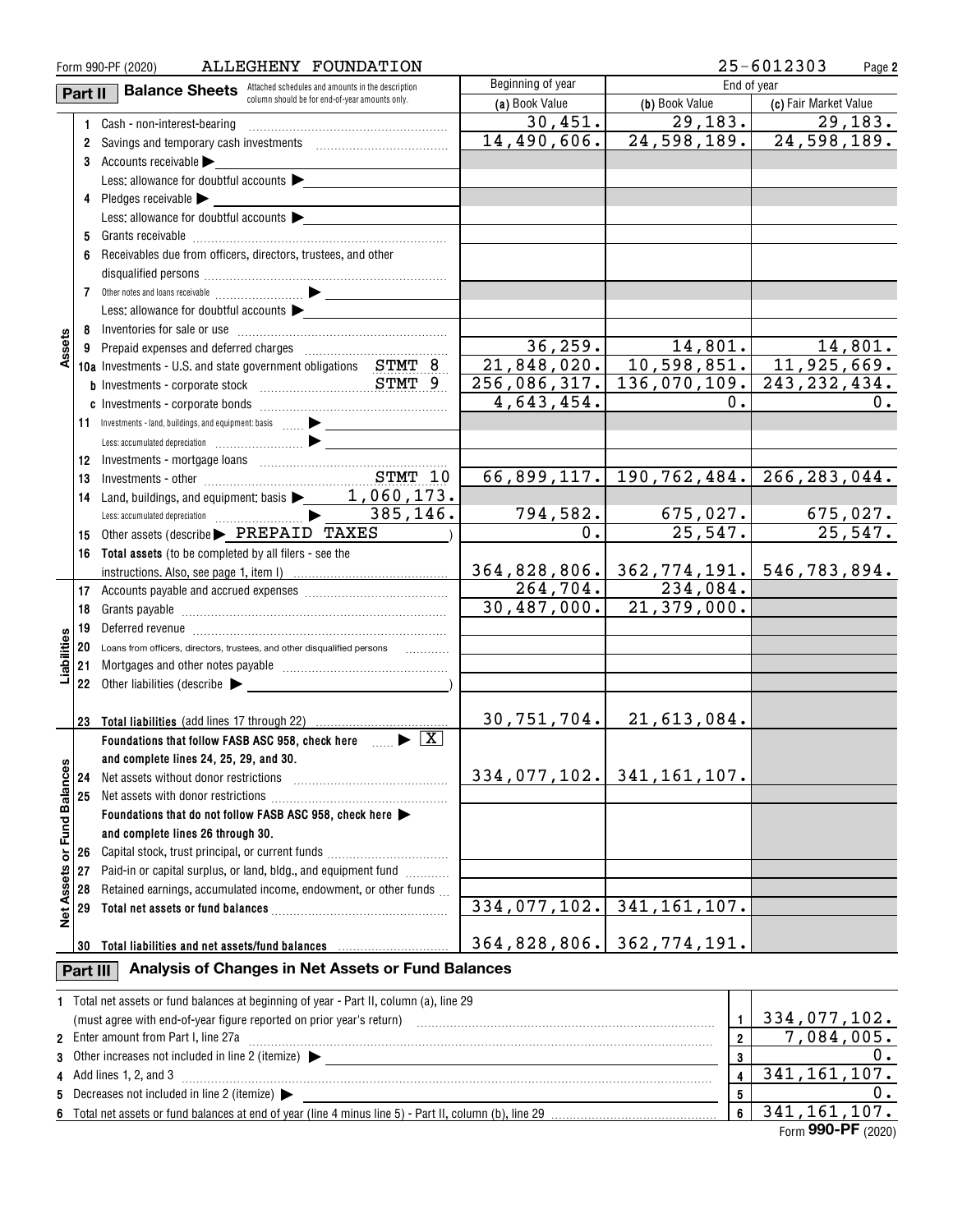Form 990-PF (2020) ALLEGHENY FOUNDATION 25-6012303 Page 2

## Part II Balance Sheets

Attached schedules and amounts in the description column should be for end-of-year amounts only.

| | | Beginning of year (a) Book Value | End of year (b) Book Value | (c) Fair Market Value |
|---|---|---|---|---|
| **Assets** | 1 Cash - non-interest-bearing | 30,451. | 29,183. | 29,183. |
| | 2 Savings and temporary cash investments | 14,490,606. | 24,598,189. | 24,598,189. |
| | 3 Accounts receivable ▶ | | | |
| | Less: allowance for doubtful accounts ▶ | | | |
| | 4 Pledges receivable ▶ | | | |
| | Less: allowance for doubtful accounts ▶ | | | |
| | 5 Grants receivable | | | |
| | 6 Receivables due from officers, directors, trustees, and other disqualified persons | | | |
| | 7 Other notes and loans receivable ▶ | | | |
| | Less: allowance for doubtful accounts ▶ | | | |
| | 8 Inventories for sale or use | | | |
| | 9 Prepaid expenses and deferred charges | 36,259. | 14,801. | 14,801. |
| | 10a Investments - U.S. and state government obligations STMT 8 | 21,848,020. | 10,598,851. | 11,925,669. |
| | b Investments - corporate stock STMT 9 | 256,086,317. | 136,070,109. | 243,232,434. |
| | c Investments - corporate bonds | 4,643,454. | 0. | 0. |
| | 11 Investments - land, buildings, and equipment: basis ▶ | | | |
| | Less: accumulated depreciation ▶ | | | |
| | 12 Investments - mortgage loans | | | |
| | 13 Investments - other STMT 10 | 66,899,117. | 190,762,484. | 266,283,044. |
| | 14 Land, buildings, and equipment: basis ▶ 1,060,173. | | | |
| | Less: accumulated depreciation ▶ 385,146. | 794,582. | 675,027. | 675,027. |
| | 15 Other assets (describe ▶ PREPAID TAXES ) | 0. | 25,547. | 25,547. |
| | 16 **Total assets** (to be completed by all filers - see the instructions. Also, see page 1, item I) | 364,828,806. | 362,774,191. | 546,783,894. |
| **Liabilities** | 17 Accounts payable and accrued expenses | 264,704. | 234,084. | |
| | 18 Grants payable | 30,487,000. | 21,379,000. | |
| | 19 Deferred revenue | | | |
| | 20 Loans from officers, directors, trustees, and other disqualified persons | | | |
| | 21 Mortgages and other notes payable | | | |
| | 22 Other liabilities (describe ▶ ) | | | |
| | 23 **Total liabilities** (add lines 17 through 22) | 30,751,704. | 21,613,084. | |
| **Net Assets or Fund Balances** | **Foundations that follow FASB ASC 958, check here** ▶ [X] **and complete lines 24, 25, 29, and 30.** | | | |
| | 24 Net assets without donor restrictions | 334,077,102. | 341,161,107. | |
| | 25 Net assets with donor restrictions | | | |
| | **Foundations that do not follow FASB ASC 958, check here** ▶ **and complete lines 26 through 30.** | | | |
| | 26 Capital stock, trust principal, or current funds | | | |
| | 27 Paid-in or capital surplus, or land, bldg., and equipment fund | | | |
| | 28 Retained earnings, accumulated income, endowment, or other funds | | | |
| | 29 **Total net assets or fund balances** | 334,077,102. | 341,161,107. | |
| | 30 **Total liabilities and net assets/fund balances** | 364,828,806. | 362,774,191. | |

## Part III Analysis of Changes in Net Assets or Fund Balances

| | | | |
|---|---|---|---|
| 1 | Total net assets or fund balances at beginning of year - Part II, column (a), line 29 (must agree with end-of-year figure reported on prior year's return) | 1 | 334,077,102. |
| 2 | Enter amount from Part I, line 27a | 2 | 7,084,005. |
| 3 | Other increases not included in line 2 (itemize) ▶ | 3 | 0. |
| 4 | Add lines 1, 2, and 3 | 4 | 341,161,107. |
| 5 | Decreases not included in line 2 (itemize) ▶ | 5 | 0. |
| 6 | Total net assets or fund balances at end of year (line 4 minus line 5) - Part II, column (b), line 29 | 6 | 341,161,107. |

Form **990-PF** (2020)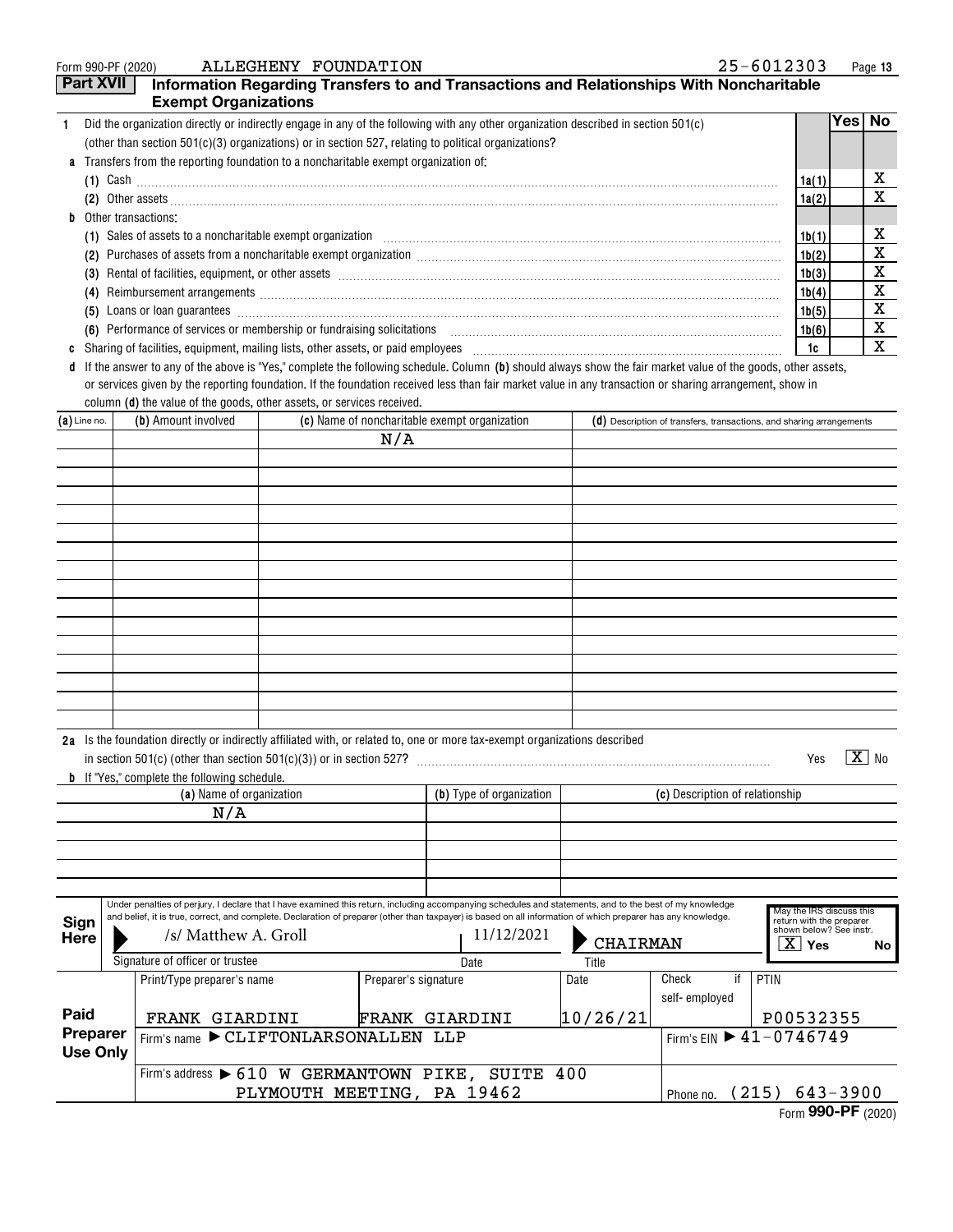Form 990-PF (2020) ALLEGHENY FOUNDATION 25-6012303

## Part XVII Information Regarding Transfers to and Transactions and Relationships With Noncharitable Exempt Organizations

| | | | Yes | No |
|---|---|---|---|---|
| **1** | Did the organization directly or indirectly engage in any of the following with any other organization described in section 501(c) (other than section 501(c)(3) organizations) or in section 527, relating to political organizations? | | | |
| **a** | Transfers from the reporting foundation to a noncharitable exempt organization of: | | | |
| | (1) Cash | 1a(1) | | X |
| | (2) Other assets | 1a(2) | | X |
| **b** | Other transactions: | | | |
| | (1) Sales of assets to a noncharitable exempt organization | 1b(1) | | X |
| | (2) Purchases of assets from a noncharitable exempt organization | 1b(2) | | X |
| | (3) Rental of facilities, equipment, or other assets | 1b(3) | | X |
| | (4) Reimbursement arrangements | 1b(4) | | X |
| | (5) Loans or loan guarantees | 1b(5) | | X |
| | (6) Performance of services or membership or fundraising solicitations | 1b(6) | | X |
| **c** | Sharing of facilities, equipment, mailing lists, other assets, or paid employees | 1c | | X |

**d** If the answer to any of the above is "Yes," complete the following schedule. Column **(b)** should always show the fair market value of the goods, other assets, or services given by the reporting foundation. If the foundation received less than fair market value in any transaction or sharing arrangement, show in column **(d)** the value of the goods, other assets, or services received.

| (a) Line no. | (b) Amount involved | (c) Name of noncharitable exempt organization | (d) Description of transfers, transactions, and sharing arrangements |
|---|---|---|---|
| | | N/A | |

**2a** Is the foundation directly or indirectly affiliated with, or related to, one or more tax-exempt organizations described in section 501(c) (other than section 501(c)(3)) or in section 527? Yes [X] No

**b** If "Yes," complete the following schedule.

| (a) Name of organization | (b) Type of organization | (c) Description of relationship |
|---|---|---|
| N/A | | |

**Sign Here**

Under penalties of perjury, I declare that I have examined this return, including accompanying schedules and statements, and to the best of my knowledge and belief, it is true, correct, and complete. Declaration of preparer (other than taxpayer) is based on all information of which preparer has any knowledge.

/s/ Matthew A. Groll — 11/12/2021 — CHAIRMAN

Signature of officer or trustee | Date | Title

May the IRS discuss this return with the preparer shown below? See instr. [X] Yes No

**Paid Preparer Use Only**

| Print/Type preparer's name | Preparer's signature | Date | Check if self-employed | PTIN |
|---|---|---|---|---|
| FRANK GIARDINI | FRANK GIARDINI | 10/26/21 | | P00532355 |

Firm's name ▶ CLIFTONLARSONALLEN LLP — Firm's EIN ▶ 41-0746749

Firm's address ▶ 610 W GERMANTOWN PIKE, SUITE 400 PLYMOUTH MEETING, PA 19462 — Phone no. (215) 643-3900

Form **990-PF** (2020)